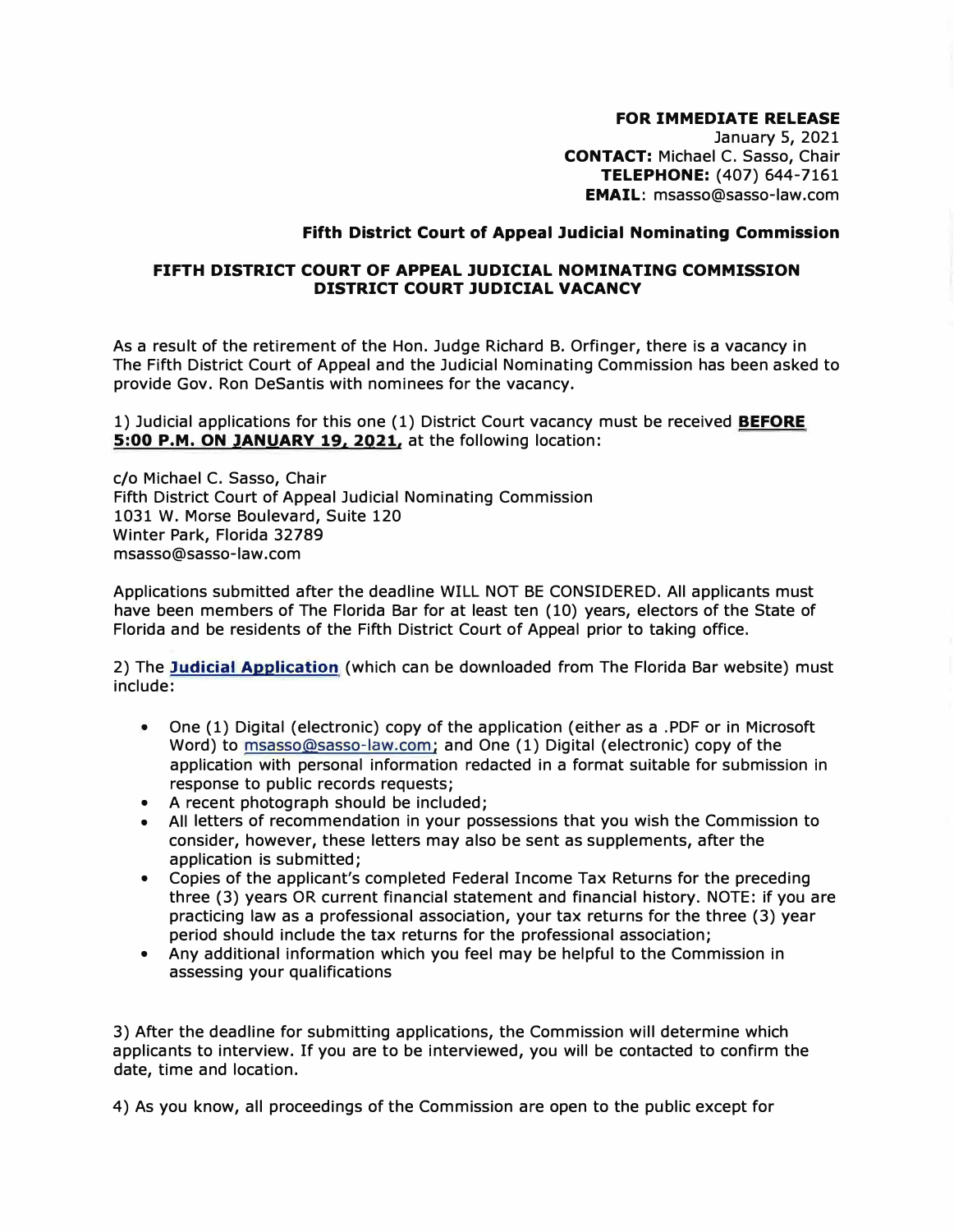**FOR IMMEDIATE RELEASE**
January 5, 2021
**CONTACT:** Michael C. Sasso, Chair
**TELEPHONE:** (407) 644-7161
**EMAIL**: msasso@sasso-law.com

**Fifth District Court of Appeal Judicial Nominating Commission**

## FIFTH DISTRICT COURT OF APPEAL JUDICIAL NOMINATING COMMISSION DISTRICT COURT JUDICIAL VACANCY

As a result of the retirement of the Hon. Judge Richard B. Orfinger, there is a vacancy in The Fifth District Court of Appeal and the Judicial Nominating Commission has been asked to provide Gov. Ron DeSantis with nominees for the vacancy.

1) Judicial applications for this one (1) District Court vacancy must be received **BEFORE 5:00 P.M. ON JANUARY 19, 2021,** at the following location:

c/o Michael C. Sasso, Chair
Fifth District Court of Appeal Judicial Nominating Commission
1031 W. Morse Boulevard, Suite 120
Winter Park, Florida 32789
msasso@sasso-law.com

Applications submitted after the deadline WILL NOT BE CONSIDERED. All applicants must have been members of The Florida Bar for at least ten (10) years, electors of the State of Florida and be residents of the Fifth District Court of Appeal prior to taking office.

2) The **Judicial Application** (which can be downloaded from The Florida Bar website) must include:

- One (1) Digital (electronic) copy of the application (either as a .PDF or in Microsoft Word) to msasso@sasso-law.com; and One (1) Digital (electronic) copy of the application with personal information redacted in a format suitable for submission in response to public records requests;
- A recent photograph should be included;
- All letters of recommendation in your possessions that you wish the Commission to consider, however, these letters may also be sent as supplements, after the application is submitted;
- Copies of the applicant's completed Federal Income Tax Returns for the preceding three (3) years OR current financial statement and financial history. NOTE: if you are practicing law as a professional association, your tax returns for the three (3) year period should include the tax returns for the professional association;
- Any additional information which you feel may be helpful to the Commission in assessing your qualifications

3) After the deadline for submitting applications, the Commission will determine which applicants to interview. If you are to be interviewed, you will be contacted to confirm the date, time and location.

4) As you know, all proceedings of the Commission are open to the public except for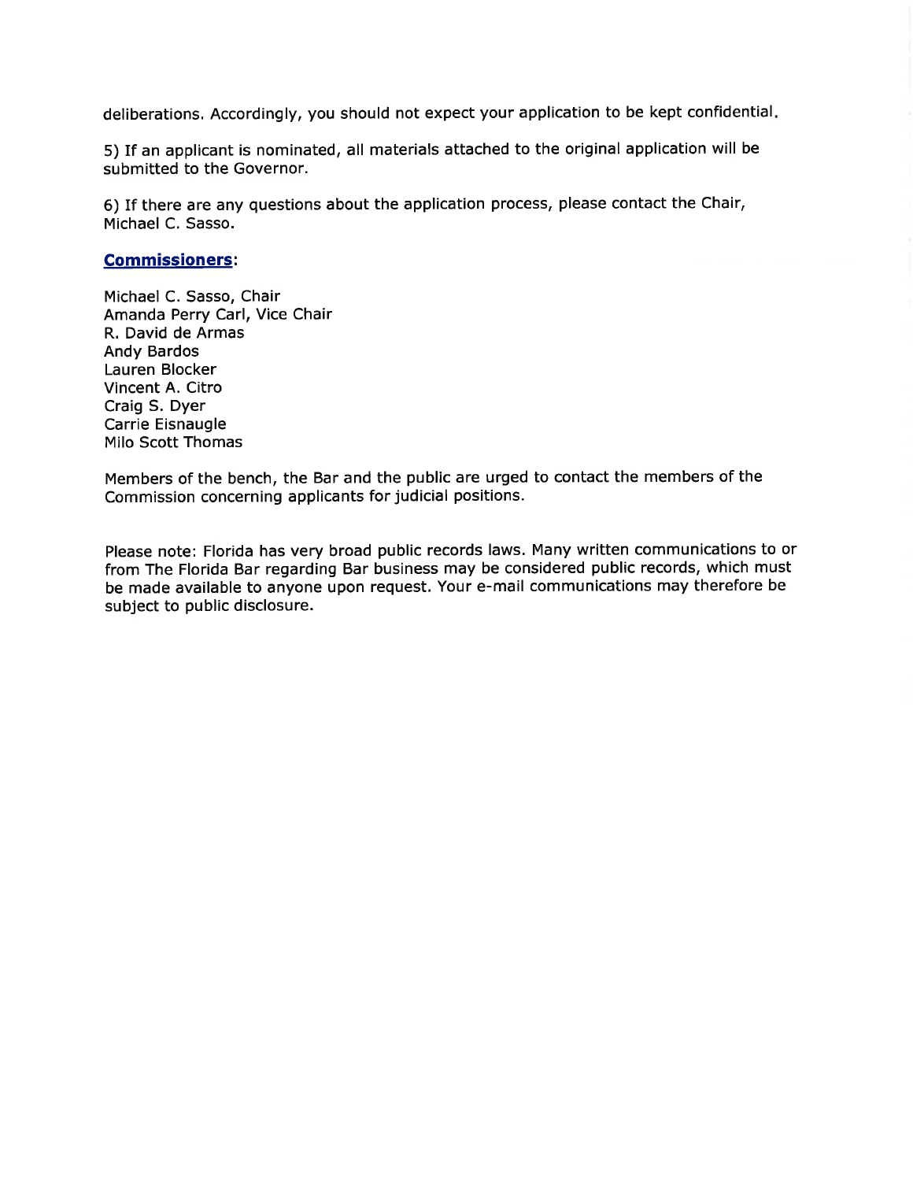deliberations. Accordingly, you should not expect your application to be kept confidential.

5) If an applicant is nominated, all materials attached to the original application will be submitted to the Governor.

6) If there are any questions about the application process, please contact the Chair, Michael C. Sasso.

**Commissioners**:

Michael C. Sasso, Chair
Amanda Perry Carl, Vice Chair
R. David de Armas
Andy Bardos
Lauren Blocker
Vincent A. Citro
Craig S. Dyer
Carrie Eisnaugle
Milo Scott Thomas

Members of the bench, the Bar and the public are urged to contact the members of the Commission concerning applicants for judicial positions.

Please note: Florida has very broad public records laws. Many written communications to or from The Florida Bar regarding Bar business may be considered public records, which must be made available to anyone upon request. Your e-mail communications may therefore be subject to public disclosure.